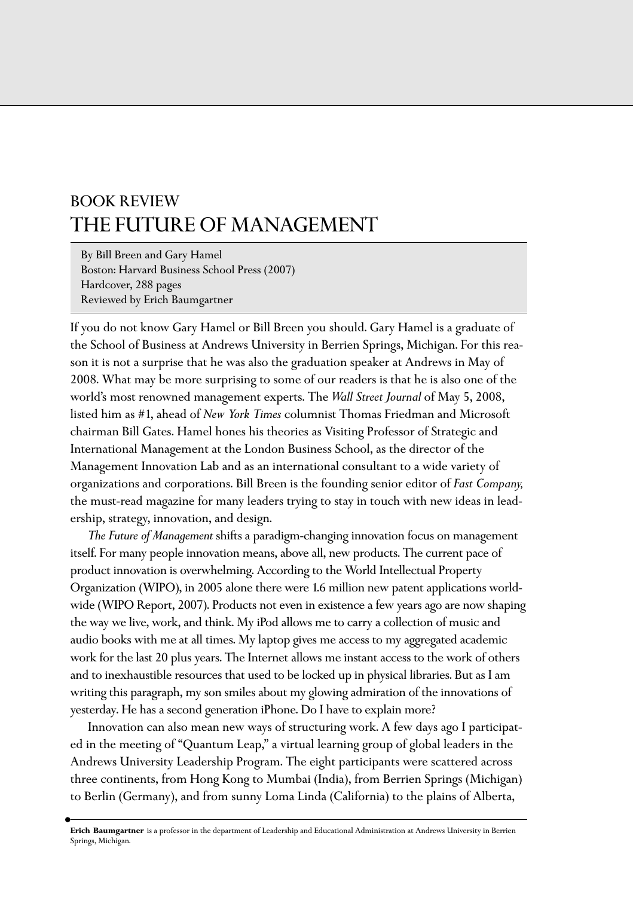# BOOK REVIEW
# THE FUTURE OF MANAGEMENT

By Bill Breen and Gary Hamel
Boston: Harvard Business School Press (2007)
Hardcover, 288 pages
Reviewed by Erich Baumgartner

If you do not know Gary Hamel or Bill Breen you should. Gary Hamel is a graduate of the School of Business at Andrews University in Berrien Springs, Michigan. For this reason it is not a surprise that he was also the graduation speaker at Andrews in May of 2008. What may be more surprising to some of our readers is that he is also one of the world's most renowned management experts. The *Wall Street Journal* of May 5, 2008, listed him as #1, ahead of *New York Times* columnist Thomas Friedman and Microsoft chairman Bill Gates. Hamel hones his theories as Visiting Professor of Strategic and International Management at the London Business School, as the director of the Management Innovation Lab and as an international consultant to a wide variety of organizations and corporations. Bill Breen is the founding senior editor of *Fast Company,* the must-read magazine for many leaders trying to stay in touch with new ideas in leadership, strategy, innovation, and design.

*The Future of Management* shifts a paradigm-changing innovation focus on management itself. For many people innovation means, above all, new products. The current pace of product innovation is overwhelming. According to the World Intellectual Property Organization (WIPO), in 2005 alone there were 1.6 million new patent applications worldwide (WIPO Report, 2007). Products not even in existence a few years ago are now shaping the way we live, work, and think. My iPod allows me to carry a collection of music and audio books with me at all times. My laptop gives me access to my aggregated academic work for the last 20 plus years. The Internet allows me instant access to the work of others and to inexhaustible resources that used to be locked up in physical libraries. But as I am writing this paragraph, my son smiles about my glowing admiration of the innovations of yesterday. He has a second generation iPhone. Do I have to explain more?

Innovation can also mean new ways of structuring work. A few days ago I participated in the meeting of "Quantum Leap," a virtual learning group of global leaders in the Andrews University Leadership Program. The eight participants were scattered across three continents, from Hong Kong to Mumbai (India), from Berrien Springs (Michigan) to Berlin (Germany), and from sunny Loma Linda (California) to the plains of Alberta,

**Erich Baumgartner** is a professor in the department of Leadership and Educational Administration at Andrews University in Berrien Springs, Michigan.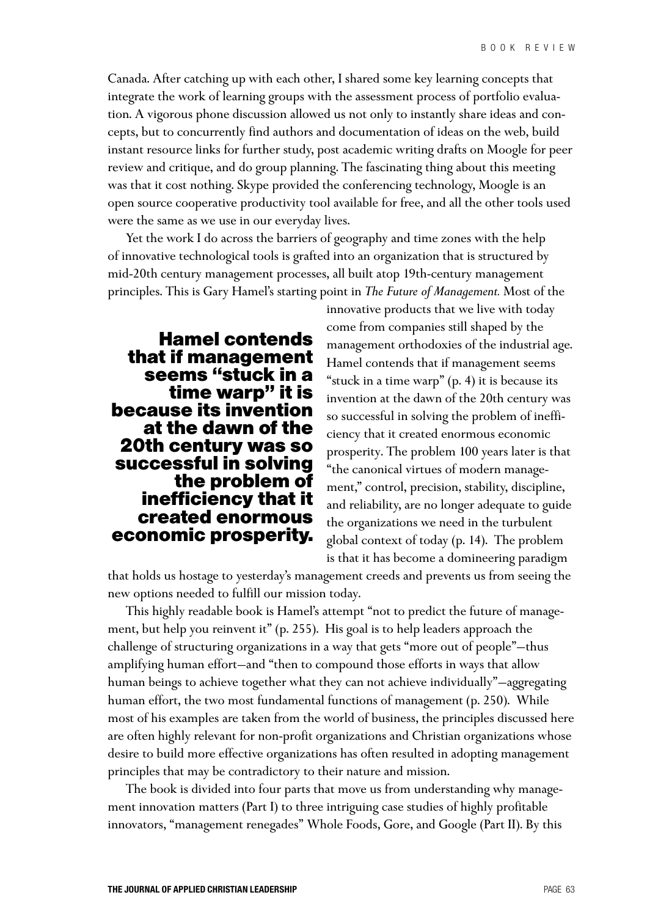Canada. After catching up with each other, I shared some key learning concepts that integrate the work of learning groups with the assessment process of portfolio evaluation. A vigorous phone discussion allowed us not only to instantly share ideas and concepts, but to concurrently find authors and documentation of ideas on the web, build instant resource links for further study, post academic writing drafts on Moogle for peer review and critique, and do group planning. The fascinating thing about this meeting was that it cost nothing. Skype provided the conferencing technology, Moogle is an open source cooperative productivity tool available for free, and all the other tools used were the same as we use in our everyday lives.

Yet the work I do across the barriers of geography and time zones with the help of innovative technological tools is grafted into an organization that is structured by mid-20th century management processes, all built atop 19th-century management principles. This is Gary Hamel's starting point in *The Future of Management.* Most of the innovative products that we live with today come from companies still shaped by the management orthodoxies of the industrial age. Hamel contends that if management seems "stuck in a time warp" (p. 4) it is because its invention at the dawn of the 20th century was so successful in solving the problem of inefficiency that it created enormous economic prosperity. The problem 100 years later is that "the canonical virtues of modern management," control, precision, stability, discipline, and reliability, are no longer adequate to guide the organizations we need in the turbulent global context of today (p. 14). The problem is that it has become a domineering paradigm that holds us hostage to yesterday's management creeds and prevents us from seeing the new options needed to fulfill our mission today.

**Hamel contends that if management seems "stuck in a time warp" it is because its invention at the dawn of the 20th century was so successful in solving the problem of inefficiency that it created enormous economic prosperity.**

This highly readable book is Hamel's attempt "not to predict the future of management, but help you reinvent it" (p. 255). His goal is to help leaders approach the challenge of structuring organizations in a way that gets "more out of people"—thus amplifying human effort—and "then to compound those efforts in ways that allow human beings to achieve together what they can not achieve individually"—aggregating human effort, the two most fundamental functions of management (p. 250). While most of his examples are taken from the world of business, the principles discussed here are often highly relevant for non-profit organizations and Christian organizations whose desire to build more effective organizations has often resulted in adopting management principles that may be contradictory to their nature and mission.

The book is divided into four parts that move us from understanding why management innovation matters (Part I) to three intriguing case studies of highly profitable innovators, "management renegades" Whole Foods, Gore, and Google (Part II). By this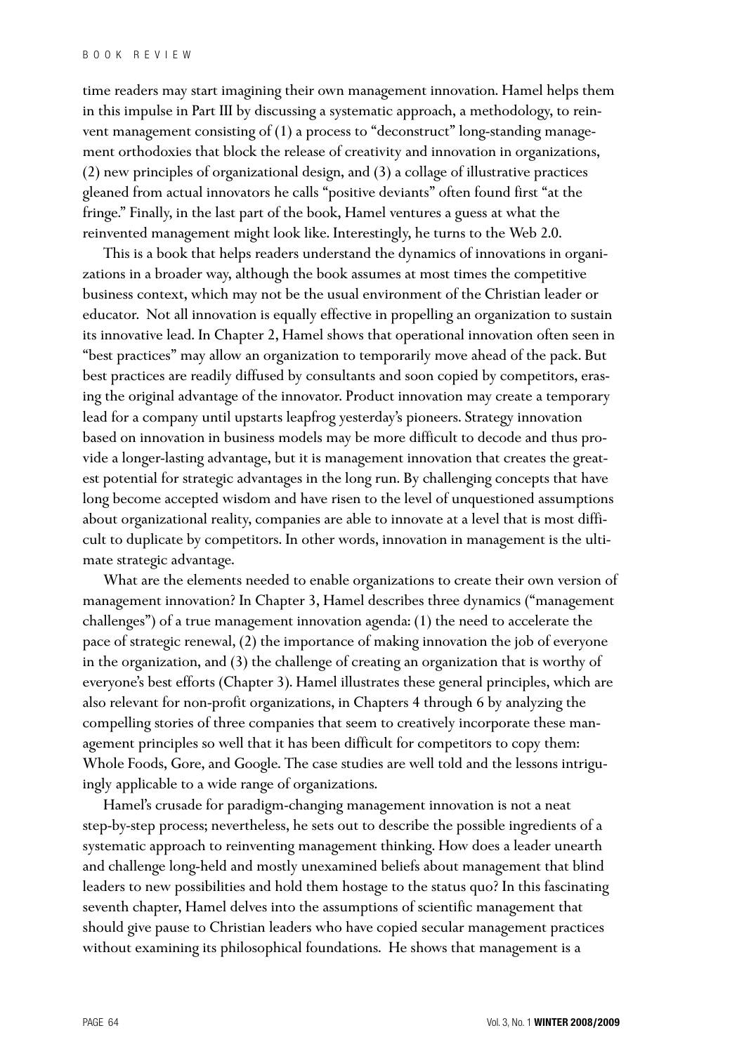time readers may start imagining their own management innovation. Hamel helps them in this impulse in Part III by discussing a systematic approach, a methodology, to reinvent management consisting of (1) a process to "deconstruct" long-standing management orthodoxies that block the release of creativity and innovation in organizations, (2) new principles of organizational design, and (3) a collage of illustrative practices gleaned from actual innovators he calls "positive deviants" often found first "at the fringe." Finally, in the last part of the book, Hamel ventures a guess at what the reinvented management might look like. Interestingly, he turns to the Web 2.0.

This is a book that helps readers understand the dynamics of innovations in organizations in a broader way, although the book assumes at most times the competitive business context, which may not be the usual environment of the Christian leader or educator. Not all innovation is equally effective in propelling an organization to sustain its innovative lead. In Chapter 2, Hamel shows that operational innovation often seen in "best practices" may allow an organization to temporarily move ahead of the pack. But best practices are readily diffused by consultants and soon copied by competitors, erasing the original advantage of the innovator. Product innovation may create a temporary lead for a company until upstarts leapfrog yesterday's pioneers. Strategy innovation based on innovation in business models may be more difficult to decode and thus provide a longer-lasting advantage, but it is management innovation that creates the greatest potential for strategic advantages in the long run. By challenging concepts that have long become accepted wisdom and have risen to the level of unquestioned assumptions about organizational reality, companies are able to innovate at a level that is most difficult to duplicate by competitors. In other words, innovation in management is the ultimate strategic advantage.

What are the elements needed to enable organizations to create their own version of management innovation? In Chapter 3, Hamel describes three dynamics ("management challenges") of a true management innovation agenda: (1) the need to accelerate the pace of strategic renewal, (2) the importance of making innovation the job of everyone in the organization, and (3) the challenge of creating an organization that is worthy of everyone's best efforts (Chapter 3). Hamel illustrates these general principles, which are also relevant for non-profit organizations, in Chapters 4 through 6 by analyzing the compelling stories of three companies that seem to creatively incorporate these management principles so well that it has been difficult for competitors to copy them: Whole Foods, Gore, and Google. The case studies are well told and the lessons intriguingly applicable to a wide range of organizations.

Hamel's crusade for paradigm-changing management innovation is not a neat step-by-step process; nevertheless, he sets out to describe the possible ingredients of a systematic approach to reinventing management thinking. How does a leader unearth and challenge long-held and mostly unexamined beliefs about management that blind leaders to new possibilities and hold them hostage to the status quo? In this fascinating seventh chapter, Hamel delves into the assumptions of scientific management that should give pause to Christian leaders who have copied secular management practices without examining its philosophical foundations. He shows that management is a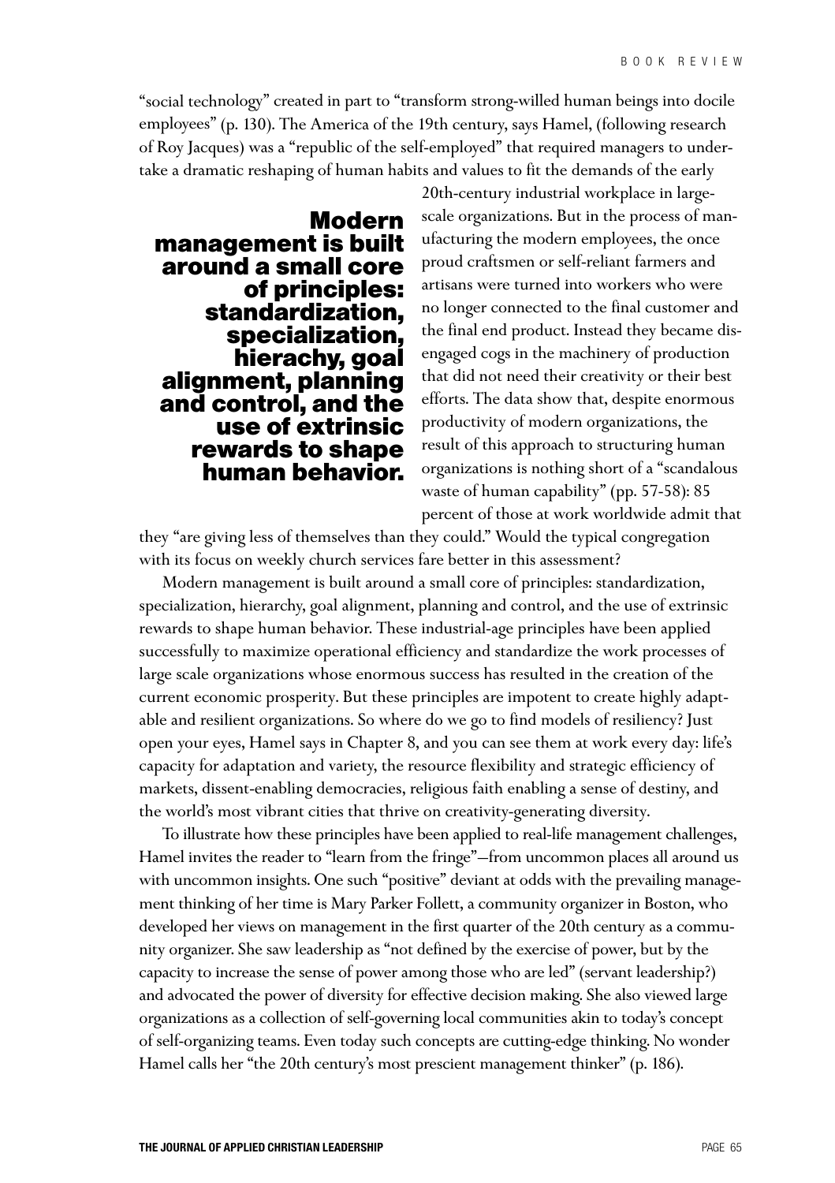"social technology" created in part to "transform strong-willed human beings into docile employees" (p. 130). The America of the 19th century, says Hamel, (following research of Roy Jacques) was a "republic of the self-employed" that required managers to undertake a dramatic reshaping of human habits and values to fit the demands of the early 20th-century industrial workplace in large-scale organizations. But in the process of manufacturing the modern employees, the once proud craftsmen or self-reliant farmers and artisans were turned into workers who were no longer connected to the final customer and the final end product. Instead they became disengaged cogs in the machinery of production that did not need their creativity or their best efforts. The data show that, despite enormous productivity of modern organizations, the result of this approach to structuring human organizations is nothing short of a "scandalous waste of human capability" (pp. 57-58): 85 percent of those at work worldwide admit that they "are giving less of themselves than they could." Would the typical congregation with its focus on weekly church services fare better in this assessment?

> **Modern management is built around a small core of principles: standardization, specialization, hierachy, goal alignment, planning and control, and the use of extrinsic rewards to shape human behavior.**

Modern management is built around a small core of principles: standardization, specialization, hierarchy, goal alignment, planning and control, and the use of extrinsic rewards to shape human behavior. These industrial-age principles have been applied successfully to maximize operational efficiency and standardize the work processes of large scale organizations whose enormous success has resulted in the creation of the current economic prosperity. But these principles are impotent to create highly adaptable and resilient organizations. So where do we go to find models of resiliency? Just open your eyes, Hamel says in Chapter 8, and you can see them at work every day: life's capacity for adaptation and variety, the resource flexibility and strategic efficiency of markets, dissent-enabling democracies, religious faith enabling a sense of destiny, and the world's most vibrant cities that thrive on creativity-generating diversity.

To illustrate how these principles have been applied to real-life management challenges, Hamel invites the reader to "learn from the fringe"—from uncommon places all around us with uncommon insights. One such "positive" deviant at odds with the prevailing management thinking of her time is Mary Parker Follett, a community organizer in Boston, who developed her views on management in the first quarter of the 20th century as a community organizer. She saw leadership as "not defined by the exercise of power, but by the capacity to increase the sense of power among those who are led" (servant leadership?) and advocated the power of diversity for effective decision making. She also viewed large organizations as a collection of self-governing local communities akin to today's concept of self-organizing teams. Even today such concepts are cutting-edge thinking. No wonder Hamel calls her "the 20th century's most prescient management thinker" (p. 186).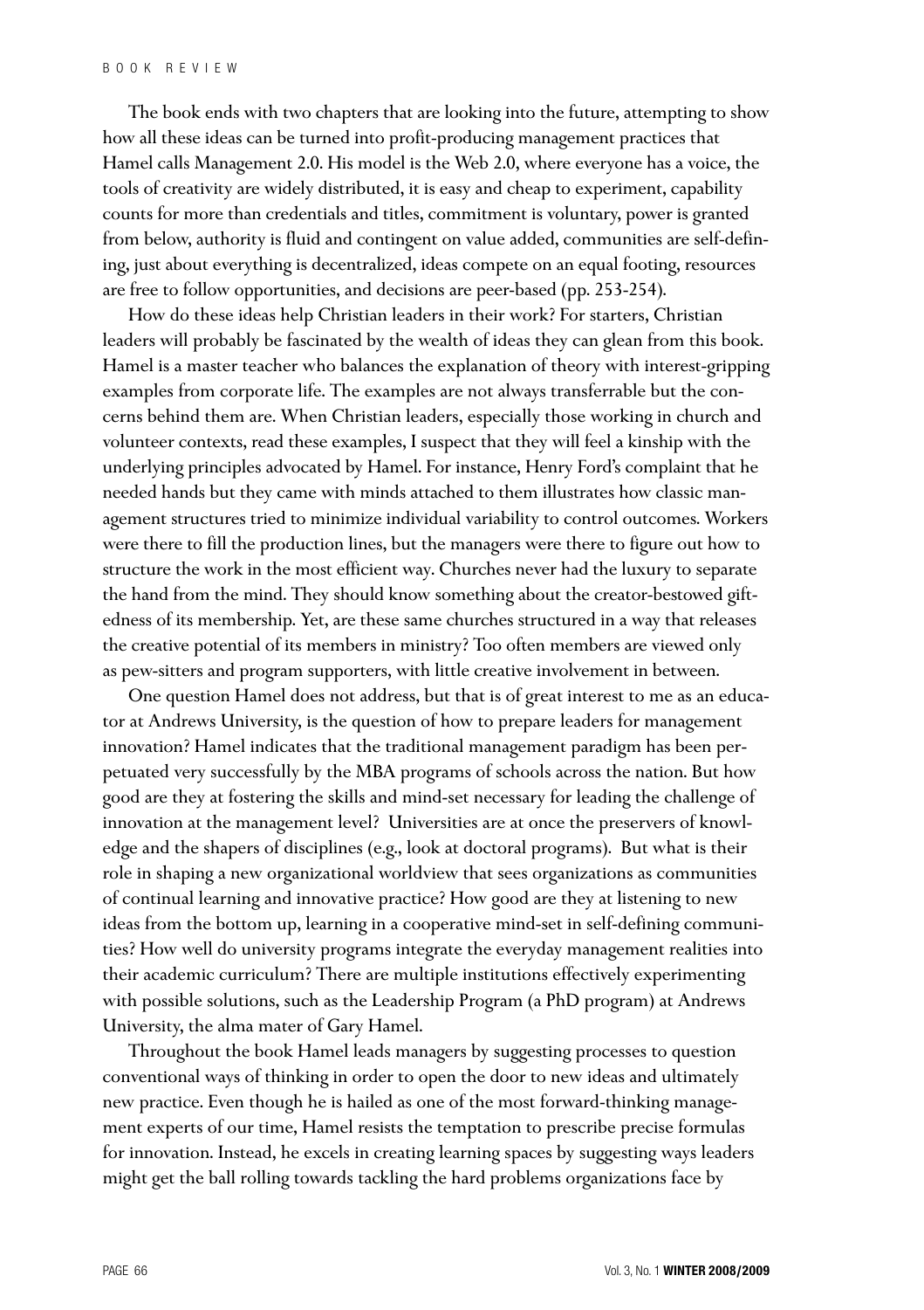The book ends with two chapters that are looking into the future, attempting to show how all these ideas can be turned into profit-producing management practices that Hamel calls Management 2.0. His model is the Web 2.0, where everyone has a voice, the tools of creativity are widely distributed, it is easy and cheap to experiment, capability counts for more than credentials and titles, commitment is voluntary, power is granted from below, authority is fluid and contingent on value added, communities are self-defining, just about everything is decentralized, ideas compete on an equal footing, resources are free to follow opportunities, and decisions are peer-based (pp. 253-254).

How do these ideas help Christian leaders in their work? For starters, Christian leaders will probably be fascinated by the wealth of ideas they can glean from this book. Hamel is a master teacher who balances the explanation of theory with interest-gripping examples from corporate life. The examples are not always transferrable but the concerns behind them are. When Christian leaders, especially those working in church and volunteer contexts, read these examples, I suspect that they will feel a kinship with the underlying principles advocated by Hamel. For instance, Henry Ford's complaint that he needed hands but they came with minds attached to them illustrates how classic management structures tried to minimize individual variability to control outcomes. Workers were there to fill the production lines, but the managers were there to figure out how to structure the work in the most efficient way. Churches never had the luxury to separate the hand from the mind. They should know something about the creator-bestowed giftedness of its membership. Yet, are these same churches structured in a way that releases the creative potential of its members in ministry? Too often members are viewed only as pew-sitters and program supporters, with little creative involvement in between.

One question Hamel does not address, but that is of great interest to me as an educator at Andrews University, is the question of how to prepare leaders for management innovation? Hamel indicates that the traditional management paradigm has been perpetuated very successfully by the MBA programs of schools across the nation. But how good are they at fostering the skills and mind-set necessary for leading the challenge of innovation at the management level? Universities are at once the preservers of knowledge and the shapers of disciplines (e.g., look at doctoral programs). But what is their role in shaping a new organizational worldview that sees organizations as communities of continual learning and innovative practice? How good are they at listening to new ideas from the bottom up, learning in a cooperative mind-set in self-defining communities? How well do university programs integrate the everyday management realities into their academic curriculum? There are multiple institutions effectively experimenting with possible solutions, such as the Leadership Program (a PhD program) at Andrews University, the alma mater of Gary Hamel.

Throughout the book Hamel leads managers by suggesting processes to question conventional ways of thinking in order to open the door to new ideas and ultimately new practice. Even though he is hailed as one of the most forward-thinking management experts of our time, Hamel resists the temptation to prescribe precise formulas for innovation. Instead, he excels in creating learning spaces by suggesting ways leaders might get the ball rolling towards tackling the hard problems organizations face by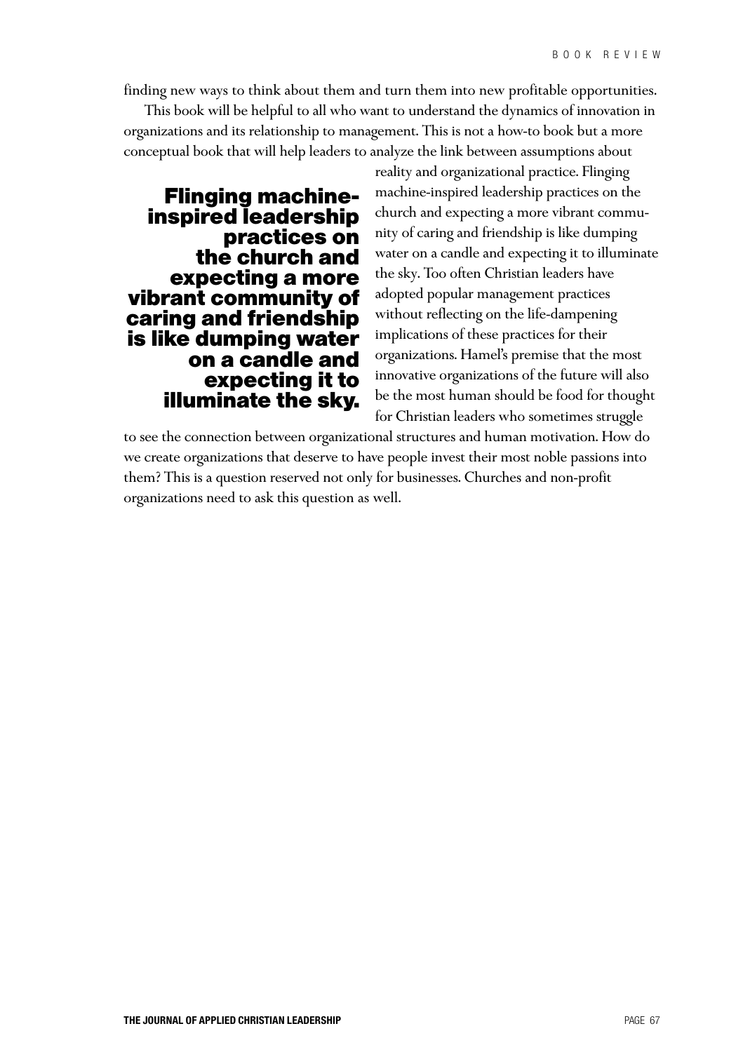finding new ways to think about them and turn them into new profitable opportunities.

This book will be helpful to all who want to understand the dynamics of innovation in organizations and its relationship to management. This is not a how-to book but a more conceptual book that will help leaders to analyze the link between assumptions about reality and organizational practice. Flinging machine-inspired leadership practices on the church and expecting a more vibrant community of caring and friendship is like dumping water on a candle and expecting it to illuminate the sky. Too often Christian leaders have adopted popular management practices without reflecting on the life-dampening implications of these practices for their organizations. Hamel's premise that the most innovative organizations of the future will also be the most human should be food for thought for Christian leaders who sometimes struggle to see the connection between organizational structures and human motivation. How do we create organizations that deserve to have people invest their most noble passions into them? This is a question reserved not only for businesses. Churches and non-profit organizations need to ask this question as well.

**Flinging machine-inspired leadership practices on the church and expecting a more vibrant community of caring and friendship is like dumping water on a candle and expecting it to illuminate the sky.**